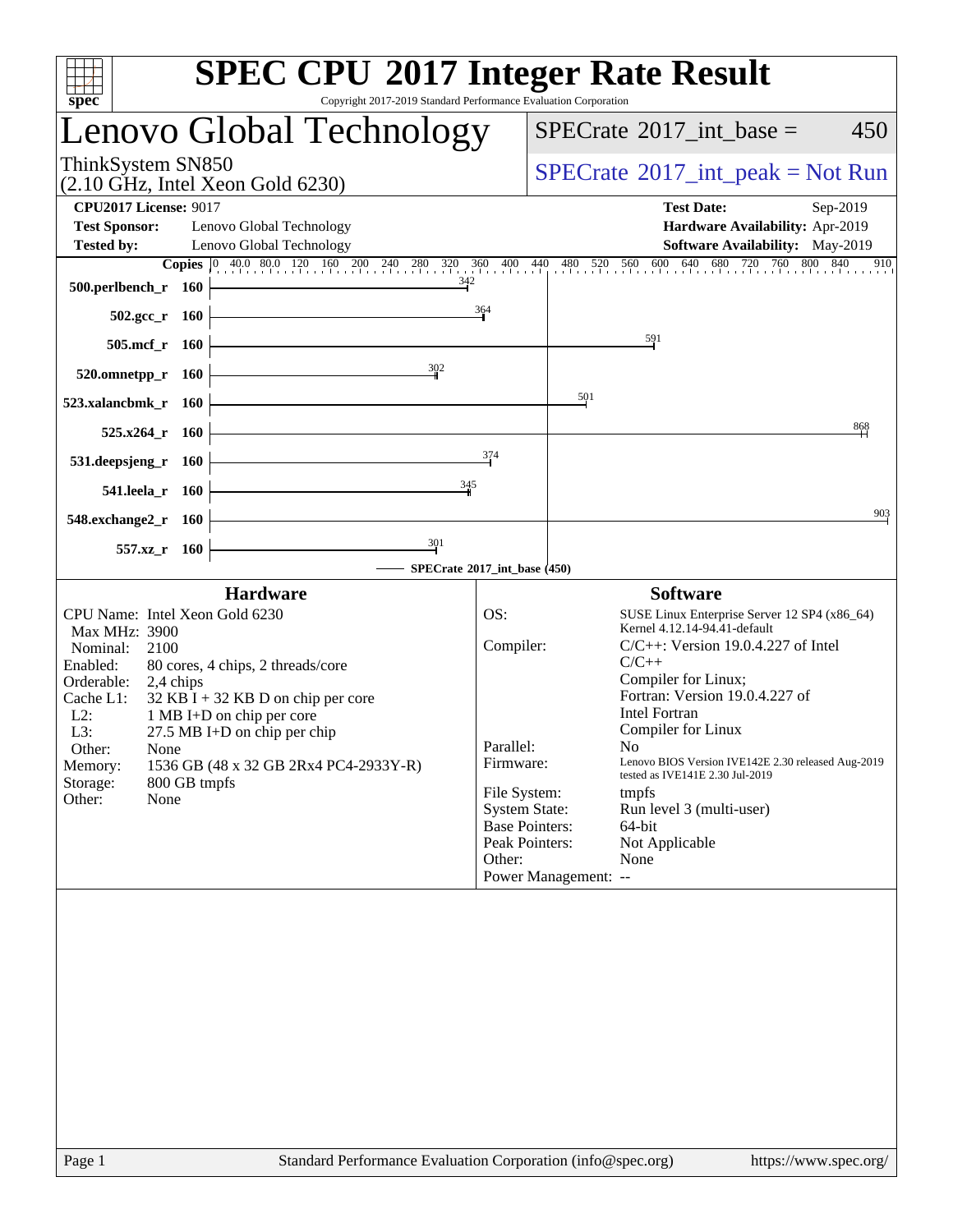# SPEC CPU 2017 Integer Rate Result

Copyright 2017-2019 Standard Performance Evaluation Corporation

## Lenovo Global Technology

ThinkSystem SN850
(2.10 GHz, Intel Xeon Gold 6230)

SPECrate 2017_int_base = 450

SPECrate 2017_int_peak = Not Run

**CPU2017 License:** 9017
**Test Sponsor:** Lenovo Global Technology
**Tested by:** Lenovo Global Technology

**Test Date:** Sep-2019
**Hardware Availability:** Apr-2019
**Software Availability:** May-2019

| Benchmark | Copies | SPECrate 2017_int_base |
|---|---|---|
| 500.perlbench_r | 160 | 342 |
| 502.gcc_r | 160 | 364 |
| 505.mcf_r | 160 | 591 |
| 520.omnetpp_r | 160 | 302 |
| 523.xalancbmk_r | 160 | 501 |
| 525.x264_r | 160 | 868 |
| 531.deepsjeng_r | 160 | 374 |
| 541.leela_r | 160 | 345 |
| 548.exchange2_r | 160 | 903 |
| 557.xz_r | 160 | 301 |

SPECrate 2017_int_base (450)

### Hardware

| | |
|---|---|
| CPU Name: | Intel Xeon Gold 6230 |
| Max MHz: | 3900 |
| Nominal: | 2100 |
| Enabled: | 80 cores, 4 chips, 2 threads/core |
| Orderable: | 2,4 chips |
| Cache L1: | 32 KB I + 32 KB D on chip per core |
| L2: | 1 MB I+D on chip per core |
| L3: | 27.5 MB I+D on chip per chip |
| Other: | None |
| Memory: | 1536 GB (48 x 32 GB 2Rx4 PC4-2933Y-R) |
| Storage: | 800 GB tmpfs |
| Other: | None |

### Software

| | |
|---|---|
| OS: | SUSE Linux Enterprise Server 12 SP4 (x86_64) Kernel 4.12.14-94.41-default |
| Compiler: | C/C++: Version 19.0.4.227 of Intel C/C++ Compiler for Linux; Fortran: Version 19.0.4.227 of Intel Fortran Compiler for Linux |
| Parallel: | No |
| Firmware: | Lenovo BIOS Version IVE142E 2.30 released Aug-2019 tested as IVE141E 2.30 Jul-2019 |
| File System: | tmpfs |
| System State: | Run level 3 (multi-user) |
| Base Pointers: | 64-bit |
| Peak Pointers: | Not Applicable |
| Other: | None |
| Power Management: | -- |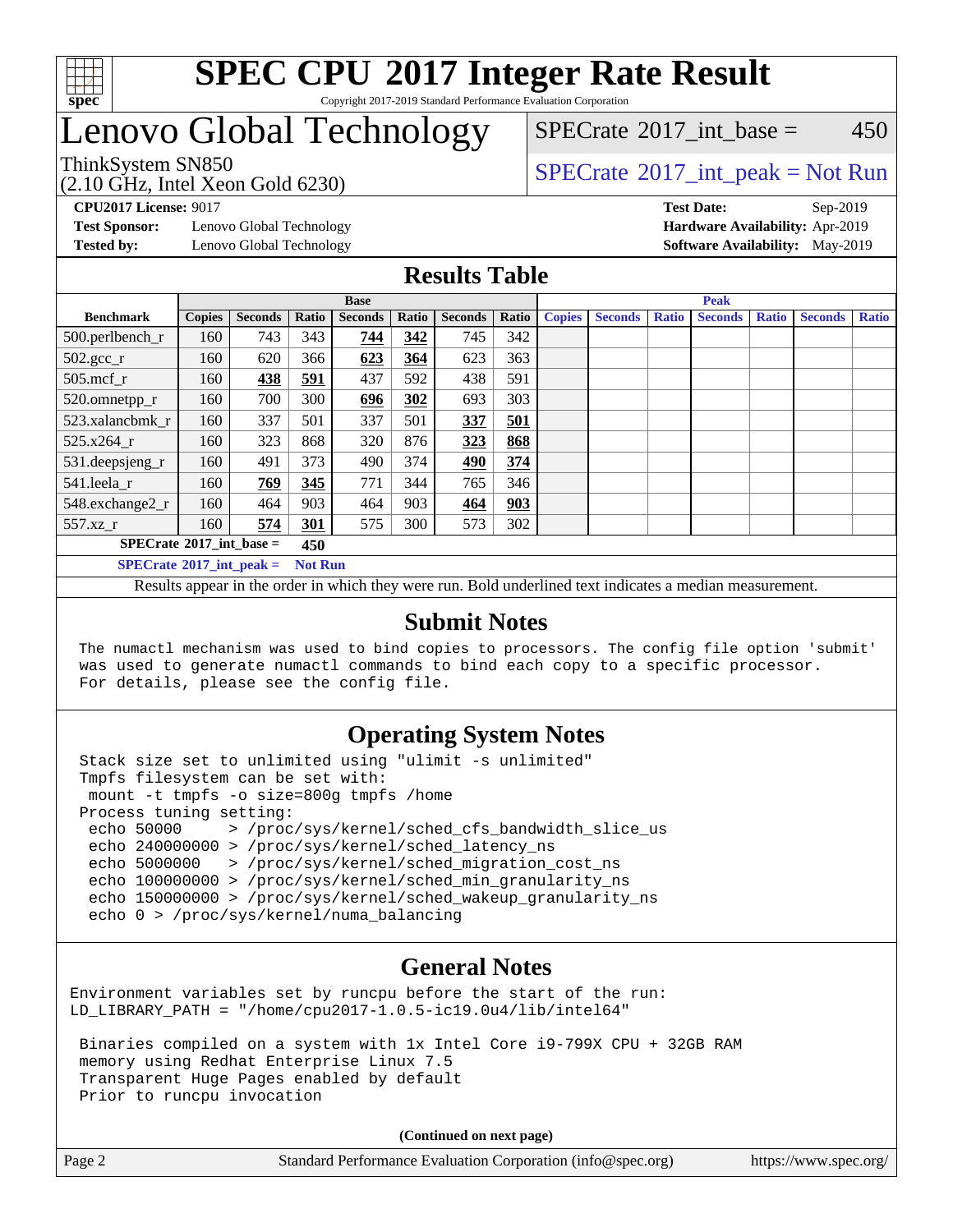# SPEC CPU 2017 Integer Rate Result

Copyright 2017-2019 Standard Performance Evaluation Corporation

# Lenovo Global Technology

ThinkSystem SN850
(2.10 GHz, Intel Xeon Gold 6230)

SPECrate 2017_int_base = 450

SPECrate 2017_int_peak = Not Run

**CPU2017 License:** 9017
**Test Sponsor:** Lenovo Global Technology
**Tested by:** Lenovo Global Technology

**Test Date:** Sep-2019
**Hardware Availability:** Apr-2019
**Software Availability:** May-2019

## Results Table

| | Base | | | | | | | Peak | | | | | | |
|---|---|---|---|---|---|---|---|---|---|---|---|---|---|---|
| **Benchmark** | **Copies** | **Seconds** | **Ratio** | **Seconds** | **Ratio** | **Seconds** | **Ratio** | **Copies** | **Seconds** | **Ratio** | **Seconds** | **Ratio** | **Seconds** | **Ratio** |
| 500.perlbench_r | 160 | 743 | 343 | **744** | **342** | 745 | 342 | | | | | | | |
| 502.gcc_r | 160 | 620 | 366 | **623** | **364** | 623 | 363 | | | | | | | |
| 505.mcf_r | 160 | **438** | **591** | 437 | 592 | 438 | 591 | | | | | | | |
| 520.omnetpp_r | 160 | 700 | 300 | **696** | **302** | 693 | 303 | | | | | | | |
| 523.xalancbmk_r | 160 | 337 | 501 | 337 | 501 | **337** | **501** | | | | | | | |
| 525.x264_r | 160 | 323 | 868 | 320 | 876 | **323** | **868** | | | | | | | |
| 531.deepsjeng_r | 160 | 491 | 373 | 490 | 374 | **490** | **374** | | | | | | | |
| 541.leela_r | 160 | **769** | **345** | 771 | 344 | 765 | 346 | | | | | | | |
| 548.exchange2_r | 160 | 464 | 903 | 464 | 903 | **464** | **903** | | | | | | | |
| 557.xz_r | 160 | **574** | **301** | 575 | 300 | 573 | 302 | | | | | | | |

**SPECrate 2017_int_base = 450**

**SPECrate 2017_int_peak = Not Run**

Results appear in the order in which they were run. Bold underlined text indicates a median measurement.

## Submit Notes

```
The numactl mechanism was used to bind copies to processors. The config file option 'submit'
was used to generate numactl commands to bind each copy to a specific processor.
For details, please see the config file.
```

## Operating System Notes

```
Stack size set to unlimited using "ulimit -s unlimited"
Tmpfs filesystem can be set with:
 mount -t tmpfs -o size=800g tmpfs /home
Process tuning setting:
 echo 50000     > /proc/sys/kernel/sched_cfs_bandwidth_slice_us
 echo 240000000 > /proc/sys/kernel/sched_latency_ns
 echo 5000000   > /proc/sys/kernel/sched_migration_cost_ns
 echo 100000000 > /proc/sys/kernel/sched_min_granularity_ns
 echo 150000000 > /proc/sys/kernel/sched_wakeup_granularity_ns
 echo 0 > /proc/sys/kernel/numa_balancing
```

## General Notes

```
Environment variables set by runcpu before the start of the run:
LD_LIBRARY_PATH = "/home/cpu2017-1.0.5-ic19.0u4/lib/intel64"

 Binaries compiled on a system with 1x Intel Core i9-799X CPU + 32GB RAM
 memory using Redhat Enterprise Linux 7.5
 Transparent Huge Pages enabled by default
 Prior to runcpu invocation
```

**(Continued on next page)**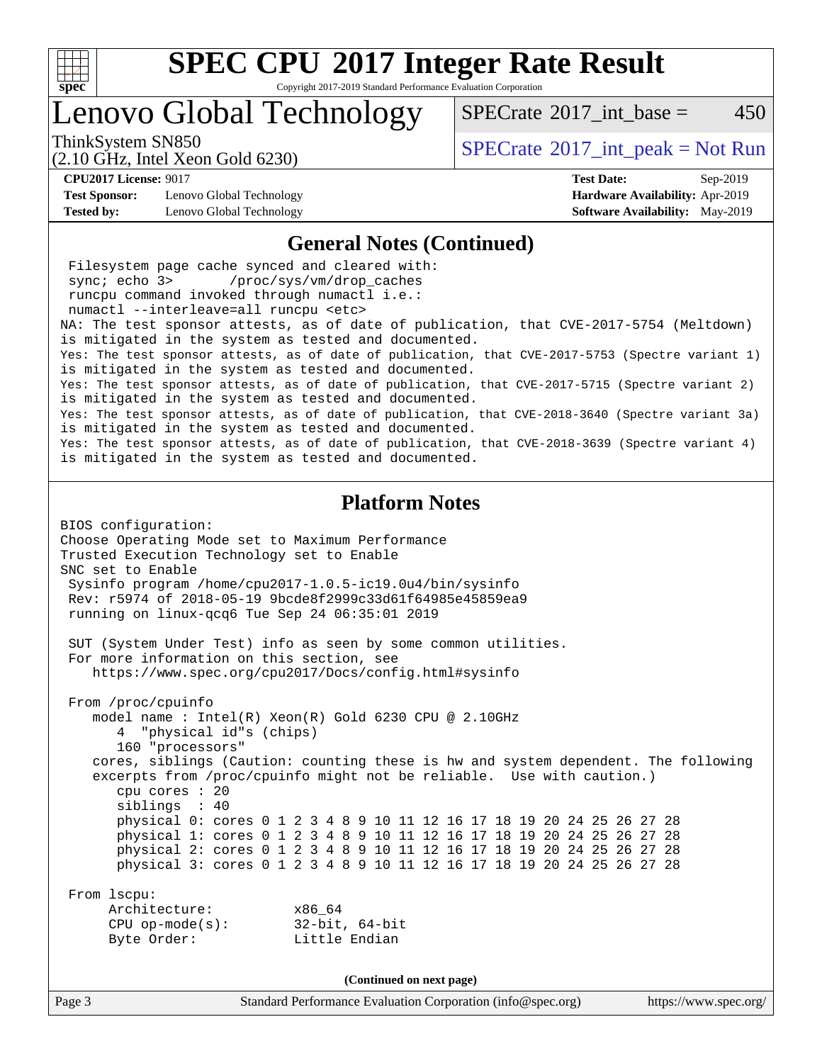# SPEC CPU 2017 Integer Rate Result

Copyright 2017-2019 Standard Performance Evaluation Corporation

## Lenovo Global Technology

ThinkSystem SN850
(2.10 GHz, Intel Xeon Gold 6230)

SPECrate 2017_int_base = 450

SPECrate 2017_int_peak = Not Run

**CPU2017 License:** 9017
**Test Sponsor:** Lenovo Global Technology
**Tested by:** Lenovo Global Technology

**Test Date:** Sep-2019
**Hardware Availability:** Apr-2019
**Software Availability:** May-2019

## General Notes (Continued)

```
 Filesystem page cache synced and cleared with:
 sync; echo 3>      /proc/sys/vm/drop_caches
 runcpu command invoked through numactl i.e.:
 numactl --interleave=all runcpu <etc>
NA: The test sponsor attests, as of date of publication, that CVE-2017-5754 (Meltdown)
is mitigated in the system as tested and documented.
Yes: The test sponsor attests, as of date of publication, that CVE-2017-5753 (Spectre variant 1)
is mitigated in the system as tested and documented.
Yes: The test sponsor attests, as of date of publication, that CVE-2017-5715 (Spectre variant 2)
is mitigated in the system as tested and documented.
Yes: The test sponsor attests, as of date of publication, that CVE-2018-3640 (Spectre variant 3a)
is mitigated in the system as tested and documented.
Yes: The test sponsor attests, as of date of publication, that CVE-2018-3639 (Spectre variant 4)
is mitigated in the system as tested and documented.
```

## Platform Notes

```
BIOS configuration:
Choose Operating Mode set to Maximum Performance
Trusted Execution Technology set to Enable
SNC set to Enable
 Sysinfo program /home/cpu2017-1.0.5-ic19.0u4/bin/sysinfo
 Rev: r5974 of 2018-05-19 9bcde8f2999c33d61f64985e45859ea9
 running on linux-qcq6 Tue Sep 24 06:35:01 2019

 SUT (System Under Test) info as seen by some common utilities.
 For more information on this section, see
    https://www.spec.org/cpu2017/Docs/config.html#sysinfo

 From /proc/cpuinfo
    model name : Intel(R) Xeon(R) Gold 6230 CPU @ 2.10GHz
       4  "physical id"s (chips)
       160 "processors"
    cores, siblings (Caution: counting these is hw and system dependent. The following
    excerpts from /proc/cpuinfo might not be reliable.  Use with caution.)
       cpu cores : 20
       siblings  : 40
       physical 0: cores 0 1 2 3 4 8 9 10 11 12 16 17 18 19 20 24 25 26 27 28
       physical 1: cores 0 1 2 3 4 8 9 10 11 12 16 17 18 19 20 24 25 26 27 28
       physical 2: cores 0 1 2 3 4 8 9 10 11 12 16 17 18 19 20 24 25 26 27 28
       physical 3: cores 0 1 2 3 4 8 9 10 11 12 16 17 18 19 20 24 25 26 27 28

 From lscpu:
      Architecture:          x86_64
      CPU op-mode(s):        32-bit, 64-bit
      Byte Order:            Little Endian
```

(Continued on next page)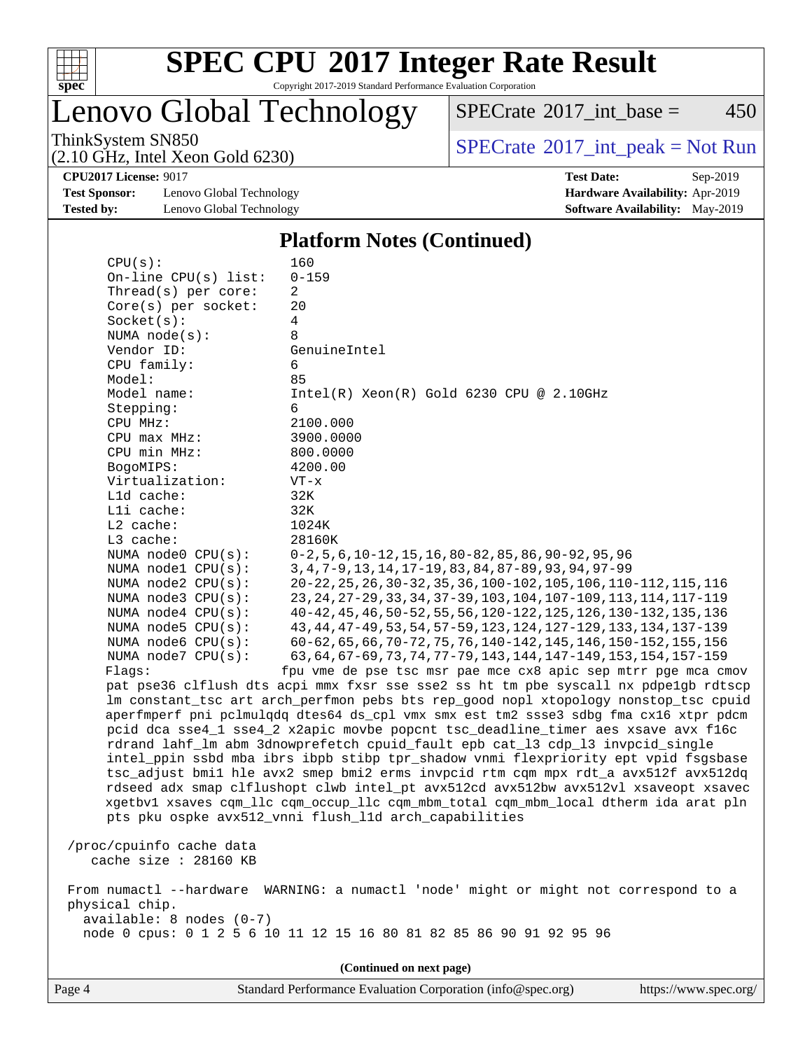## Platform Notes (Continued)

```
CPU(s):                160
On-line CPU(s) list:   0-159
Thread(s) per core:    2
Core(s) per socket:    20
Socket(s):             4
NUMA node(s):          8
Vendor ID:             GenuineIntel
CPU family:            6
Model:                 85
Model name:            Intel(R) Xeon(R) Gold 6230 CPU @ 2.10GHz
Stepping:              6
CPU MHz:               2100.000
CPU max MHz:           3900.0000
CPU min MHz:           800.0000
BogoMIPS:              4200.00
Virtualization:        VT-x
L1d cache:             32K
L1i cache:             32K
L2 cache:              1024K
L3 cache:              28160K
NUMA node0 CPU(s):     0-2,5,6,10-12,15,16,80-82,85,86,90-92,95,96
NUMA node1 CPU(s):     3,4,7-9,13,14,17-19,83,84,87-89,93,94,97-99
NUMA node2 CPU(s):     20-22,25,26,30-32,35,36,100-102,105,106,110-112,115,116
NUMA node3 CPU(s):     23,24,27-29,33,34,37-39,103,104,107-109,113,114,117-119
NUMA node4 CPU(s):     40-42,45,46,50-52,55,56,120-122,125,126,130-132,135,136
NUMA node5 CPU(s):     43,44,47-49,53,54,57-59,123,124,127-129,133,134,137-139
NUMA node6 CPU(s):     60-62,65,66,70-72,75,76,140-142,145,146,150-152,155,156
NUMA node7 CPU(s):     63,64,67-69,73,74,77-79,143,144,147-149,153,154,157-159
Flags:                fpu vme de pse tsc msr pae mce cx8 apic sep mtrr pge mca cmov
pat pse36 clflush dts acpi mmx fxsr sse sse2 ss ht tm pbe syscall nx pdpe1gb rdtscp
lm constant_tsc art arch_perfmon pebs bts rep_good nopl xtopology nonstop_tsc cpuid
aperfmperf pni pclmulqdq dtes64 ds_cpl vmx smx est tm2 ssse3 sdbg fma cx16 xtpr pdcm
pcid dca sse4_1 sse4_2 x2apic movbe popcnt tsc_deadline_timer aes xsave avx f16c
rdrand lahf_lm abm 3dnowprefetch cpuid_fault epb cat_l3 cdp_l3 invpcid_single
intel_ppin ssbd mba ibrs ibpb stibp tpr_shadow vnmi flexpriority ept vpid fsgsbase
tsc_adjust bmi1 hle avx2 smep bmi2 erms invpcid rtm cqm mpx rdt_a avx512f avx512dq
rdseed adx smap clflushopt clwb intel_pt avx512cd avx512bw avx512vl xsaveopt xsavec
xgetbv1 xsaves cqm_llc cqm_occup_llc cqm_mbm_total cqm_mbm_local dtherm ida arat pln
pts pku ospke avx512_vnni flush_l1d arch_capabilities

/proc/cpuinfo cache data
   cache size : 28160 KB

From numactl --hardware  WARNING: a numactl 'node' might or might not correspond to a
physical chip.
  available: 8 nodes (0-7)
  node 0 cpus: 0 1 2 5 6 10 11 12 15 16 80 81 82 85 86 90 91 92 95 96
```

(Continued on next page)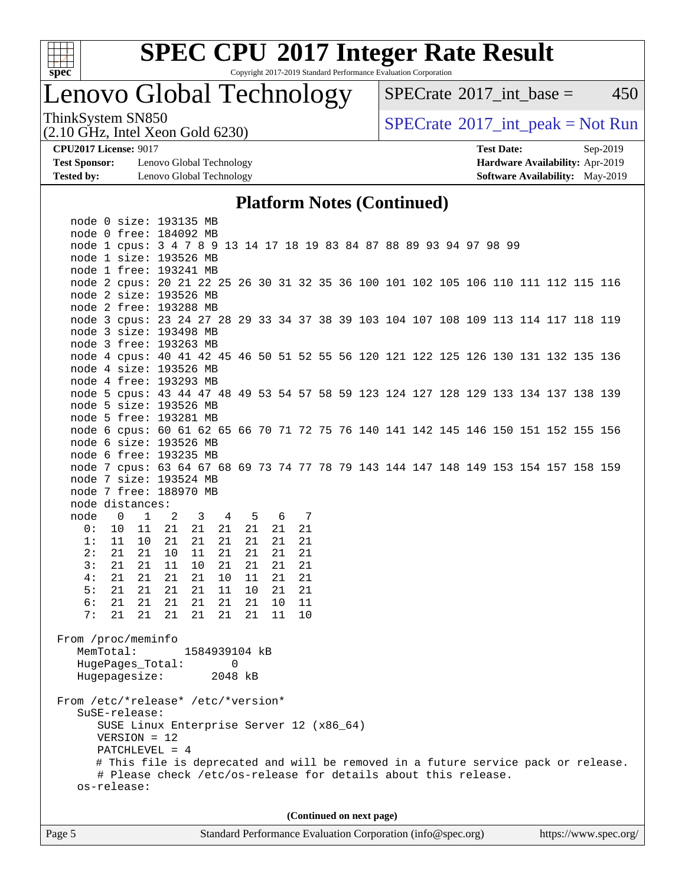# SPEC CPU 2017 Integer Rate Result

Copyright 2017-2019 Standard Performance Evaluation Corporation

## Lenovo Global Technology

ThinkSystem SN850
(2.10 GHz, Intel Xeon Gold 6230)

SPECrate 2017_int_base = 450

SPECrate 2017_int_peak = Not Run

**CPU2017 License:** 9017
**Test Sponsor:** Lenovo Global Technology
**Tested by:** Lenovo Global Technology

**Test Date:** Sep-2019
**Hardware Availability:** Apr-2019
**Software Availability:** May-2019

### Platform Notes (Continued)

```
    node 0 size: 193135 MB
    node 0 free: 184092 MB
    node 1 cpus: 3 4 7 8 9 13 14 17 18 19 83 84 87 88 89 93 94 97 98 99
    node 1 size: 193526 MB
    node 1 free: 193241 MB
    node 2 cpus: 20 21 22 25 26 30 31 32 35 36 100 101 102 105 106 110 111 112 115 116
    node 2 size: 193526 MB
    node 2 free: 193288 MB
    node 3 cpus: 23 24 27 28 29 33 34 37 38 39 103 104 107 108 109 113 114 117 118 119
    node 3 size: 193498 MB
    node 3 free: 193263 MB
    node 4 cpus: 40 41 42 45 46 50 51 52 55 56 120 121 122 125 126 130 131 132 135 136
    node 4 size: 193526 MB
    node 4 free: 193293 MB
    node 5 cpus: 43 44 47 48 49 53 54 57 58 59 123 124 127 128 129 133 134 137 138 139
    node 5 size: 193526 MB
    node 5 free: 193281 MB
    node 6 cpus: 60 61 62 65 66 70 71 72 75 76 140 141 142 145 146 150 151 152 155 156
    node 6 size: 193526 MB
    node 6 free: 193235 MB
    node 7 cpus: 63 64 67 68 69 73 74 77 78 79 143 144 147 148 149 153 154 157 158 159
    node 7 size: 193524 MB
    node 7 free: 188970 MB
    node distances:
    node   0   1   2   3   4   5   6   7
      0:  10  11  21  21  21  21  21  21
      1:  11  10  21  21  21  21  21  21
      2:  21  21  10  11  21  21  21  21
      3:  21  21  11  10  21  21  21  21
      4:  21  21  21  21  10  11  21  21
      5:  21  21  21  21  11  10  21  21
      6:  21  21  21  21  21  21  10  11
      7:  21  21  21  21  21  21  11  10

 From /proc/meminfo
    MemTotal:       1584939104 kB
    HugePages_Total:       0
    Hugepagesize:       2048 kB

 From /etc/*release* /etc/*version*
    SuSE-release:
       SUSE Linux Enterprise Server 12 (x86_64)
       VERSION = 12
       PATCHLEVEL = 4
       # This file is deprecated and will be removed in a future service pack or release.
       # Please check /etc/os-release for details about this release.
    os-release:
```

(Continued on next page)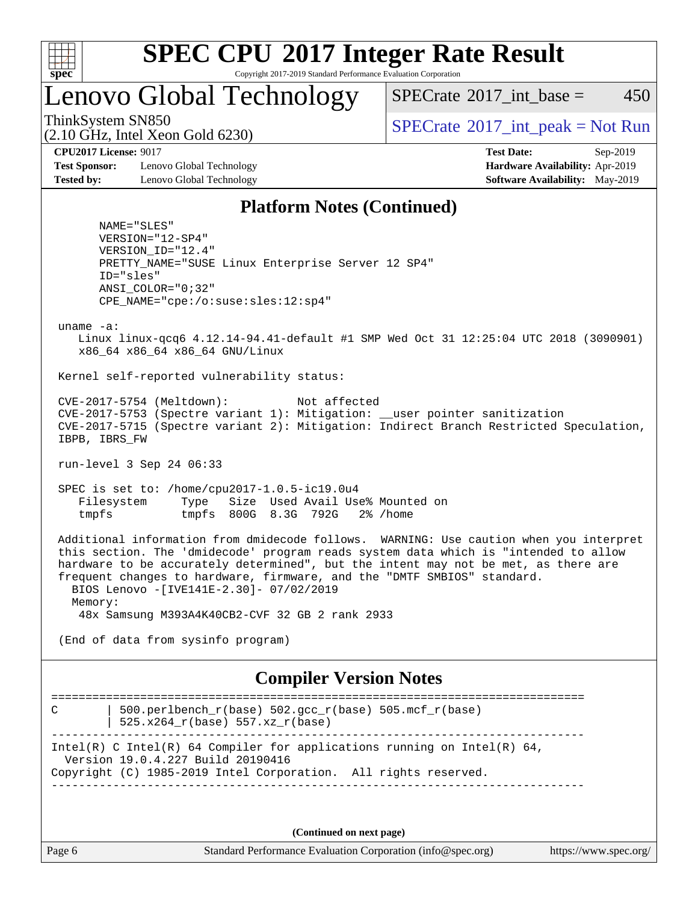## Platform Notes (Continued)

```
      NAME="SLES"
      VERSION="12-SP4"
      VERSION_ID="12.4"
      PRETTY_NAME="SUSE Linux Enterprise Server 12 SP4"
      ID="sles"
      ANSI_COLOR="0;32"
      CPE_NAME="cpe:/o:suse:sles:12:sp4"

 uname -a:
    Linux linux-qcq6 4.12.14-94.41-default #1 SMP Wed Oct 31 12:25:04 UTC 2018 (3090901)
    x86_64 x86_64 x86_64 GNU/Linux

 Kernel self-reported vulnerability status:

 CVE-2017-5754 (Meltdown):          Not affected
 CVE-2017-5753 (Spectre variant 1): Mitigation: __user pointer sanitization
 CVE-2017-5715 (Spectre variant 2): Mitigation: Indirect Branch Restricted Speculation,
 IBPB, IBRS_FW

 run-level 3 Sep 24 06:33

 SPEC is set to: /home/cpu2017-1.0.5-ic19.0u4
    Filesystem     Type   Size  Used Avail Use% Mounted on
    tmpfs          tmpfs  800G  8.3G  792G   2% /home

 Additional information from dmidecode follows.  WARNING: Use caution when you interpret
 this section. The 'dmidecode' program reads system data which is "intended to allow
 hardware to be accurately determined", but the intent may not be met, as there are
 frequent changes to hardware, firmware, and the "DMTF SMBIOS" standard.
   BIOS Lenovo -[IVE141E-2.30]- 07/02/2019
   Memory:
    48x Samsung M393A4K40CB2-CVF 32 GB 2 rank 2933

 (End of data from sysinfo program)
```

## Compiler Version Notes

```
==============================================================================
C       | 500.perlbench_r(base) 502.gcc_r(base) 505.mcf_r(base)
        | 525.x264_r(base) 557.xz_r(base)
------------------------------------------------------------------------------
Intel(R) C Intel(R) 64 Compiler for applications running on Intel(R) 64,
  Version 19.0.4.227 Build 20190416
Copyright (C) 1985-2019 Intel Corporation.  All rights reserved.
------------------------------------------------------------------------------
```

**(Continued on next page)**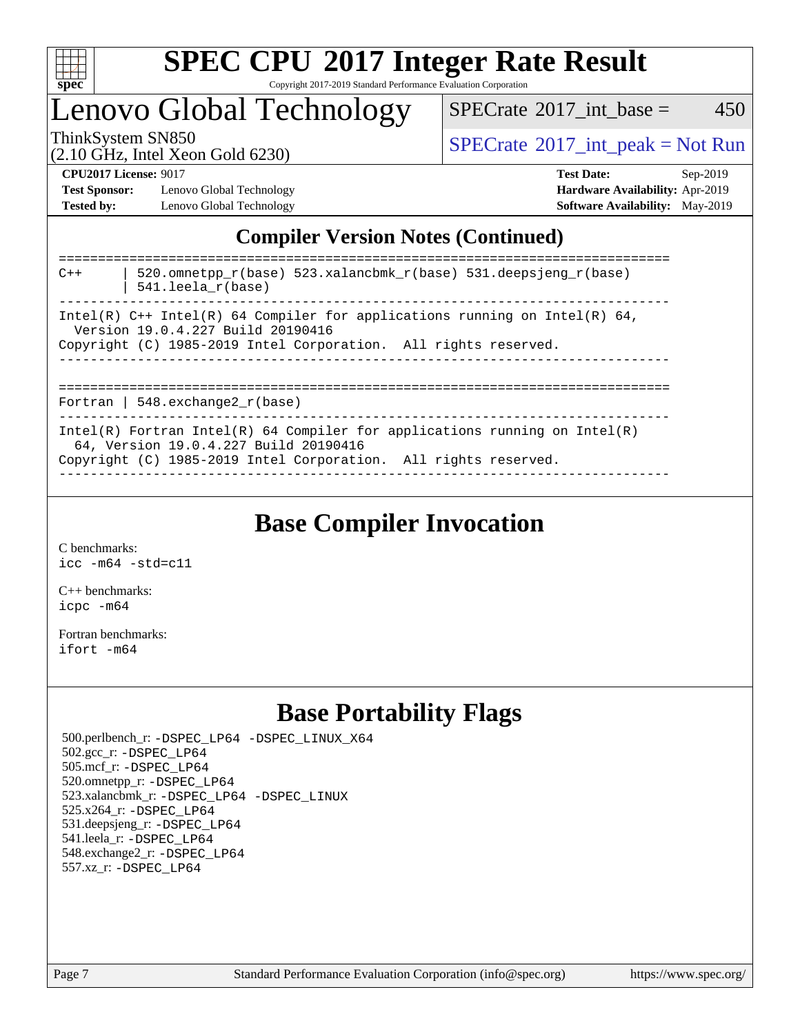# SPEC CPU 2017 Integer Rate Result

Copyright 2017-2019 Standard Performance Evaluation Corporation

## Lenovo Global Technology

ThinkSystem SN850
(2.10 GHz, Intel Xeon Gold 6230)

SPECrate 2017_int_base = 450

SPECrate 2017_int_peak = Not Run

**CPU2017 License:** 9017
**Test Sponsor:** Lenovo Global Technology
**Tested by:** Lenovo Global Technology

**Test Date:** Sep-2019
**Hardware Availability:** Apr-2019
**Software Availability:** May-2019

## Compiler Version Notes (Continued)

```
==============================================================================
C++     | 520.omnetpp_r(base) 523.xalancbmk_r(base) 531.deepsjeng_r(base)
        | 541.leela_r(base)
------------------------------------------------------------------------------
Intel(R) C++ Intel(R) 64 Compiler for applications running on Intel(R) 64,
  Version 19.0.4.227 Build 20190416
Copyright (C) 1985-2019 Intel Corporation.  All rights reserved.
------------------------------------------------------------------------------

==============================================================================
Fortran | 548.exchange2_r(base)
------------------------------------------------------------------------------
Intel(R) Fortran Intel(R) 64 Compiler for applications running on Intel(R)
  64, Version 19.0.4.227 Build 20190416
Copyright (C) 1985-2019 Intel Corporation.  All rights reserved.
------------------------------------------------------------------------------
```

## Base Compiler Invocation

C benchmarks:
`icc -m64 -std=c11`

C++ benchmarks:
`icpc -m64`

Fortran benchmarks:
`ifort -m64`

## Base Portability Flags

500.perlbench_r: `-DSPEC_LP64 -DSPEC_LINUX_X64`
502.gcc_r: `-DSPEC_LP64`
505.mcf_r: `-DSPEC_LP64`
520.omnetpp_r: `-DSPEC_LP64`
523.xalancbmk_r: `-DSPEC_LP64 -DSPEC_LINUX`
525.x264_r: `-DSPEC_LP64`
531.deepsjeng_r: `-DSPEC_LP64`
541.leela_r: `-DSPEC_LP64`
548.exchange2_r: `-DSPEC_LP64`
557.xz_r: `-DSPEC_LP64`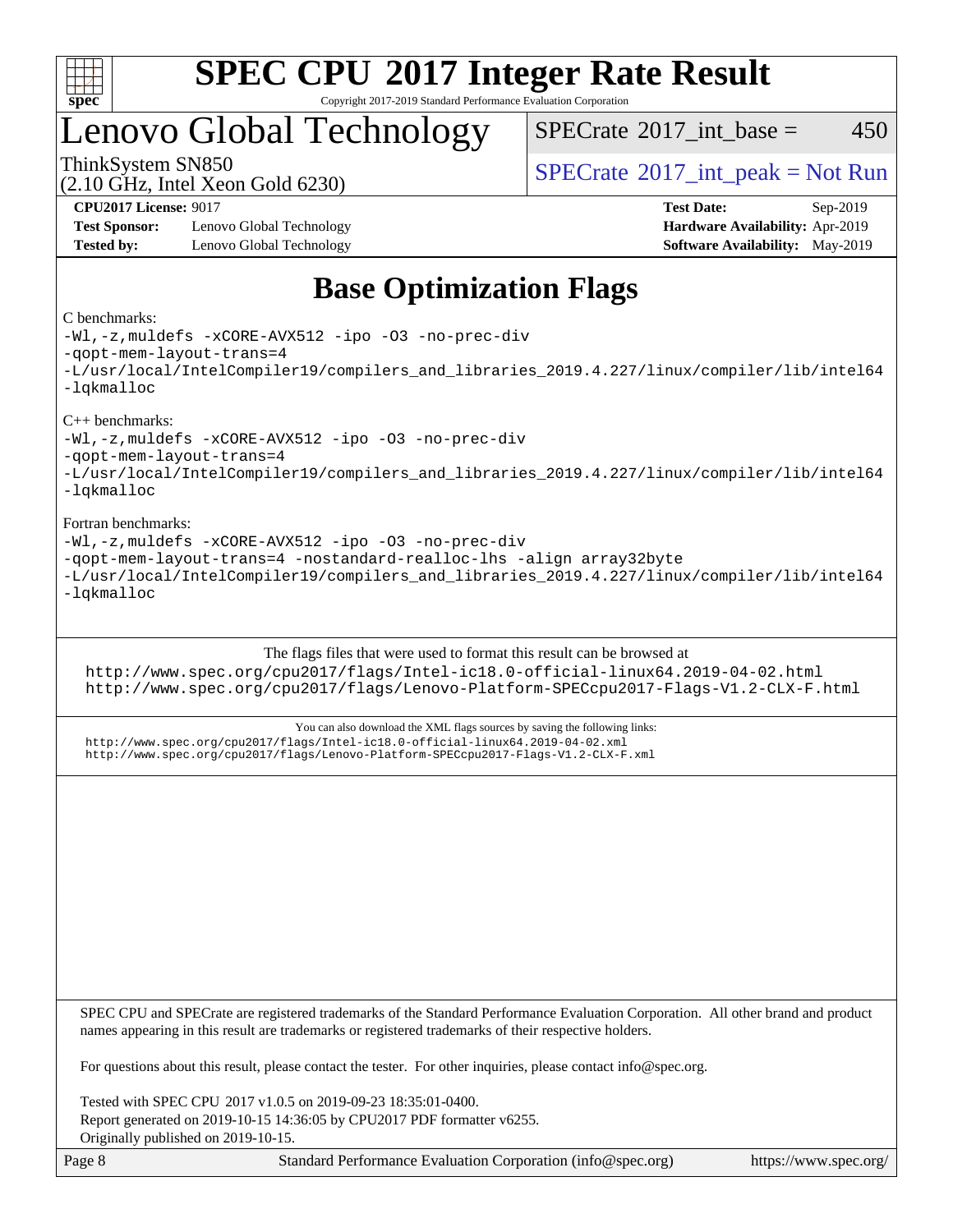# Base Optimization Flags

C benchmarks:

```
-Wl,-z,muldefs -xCORE-AVX512 -ipo -O3 -no-prec-div
-qopt-mem-layout-trans=4
-L/usr/local/IntelCompiler19/compilers_and_libraries_2019.4.227/linux/compiler/lib/intel64
-lqkmalloc
```

C++ benchmarks:

```
-Wl,-z,muldefs -xCORE-AVX512 -ipo -O3 -no-prec-div
-qopt-mem-layout-trans=4
-L/usr/local/IntelCompiler19/compilers_and_libraries_2019.4.227/linux/compiler/lib/intel64
-lqkmalloc
```

Fortran benchmarks:

```
-Wl,-z,muldefs -xCORE-AVX512 -ipo -O3 -no-prec-div
-qopt-mem-layout-trans=4 -nostandard-realloc-lhs -align array32byte
-L/usr/local/IntelCompiler19/compilers_and_libraries_2019.4.227/linux/compiler/lib/intel64
-lqkmalloc
```

The flags files that were used to format this result can be browsed at

http://www.spec.org/cpu2017/flags/Intel-ic18.0-official-linux64.2019-04-02.html
http://www.spec.org/cpu2017/flags/Lenovo-Platform-SPECcpu2017-Flags-V1.2-CLX-F.html

You can also download the XML flags sources by saving the following links:

http://www.spec.org/cpu2017/flags/Intel-ic18.0-official-linux64.2019-04-02.xml
http://www.spec.org/cpu2017/flags/Lenovo-Platform-SPECcpu2017-Flags-V1.2-CLX-F.xml

SPEC CPU and SPECrate are registered trademarks of the Standard Performance Evaluation Corporation. All other brand and product names appearing in this result are trademarks or registered trademarks of their respective holders.

For questions about this result, please contact the tester. For other inquiries, please contact info@spec.org.

Tested with SPEC CPU 2017 v1.0.5 on 2019-09-23 18:35:01-0400.
Report generated on 2019-10-15 14:36:05 by CPU2017 PDF formatter v6255.
Originally published on 2019-10-15.